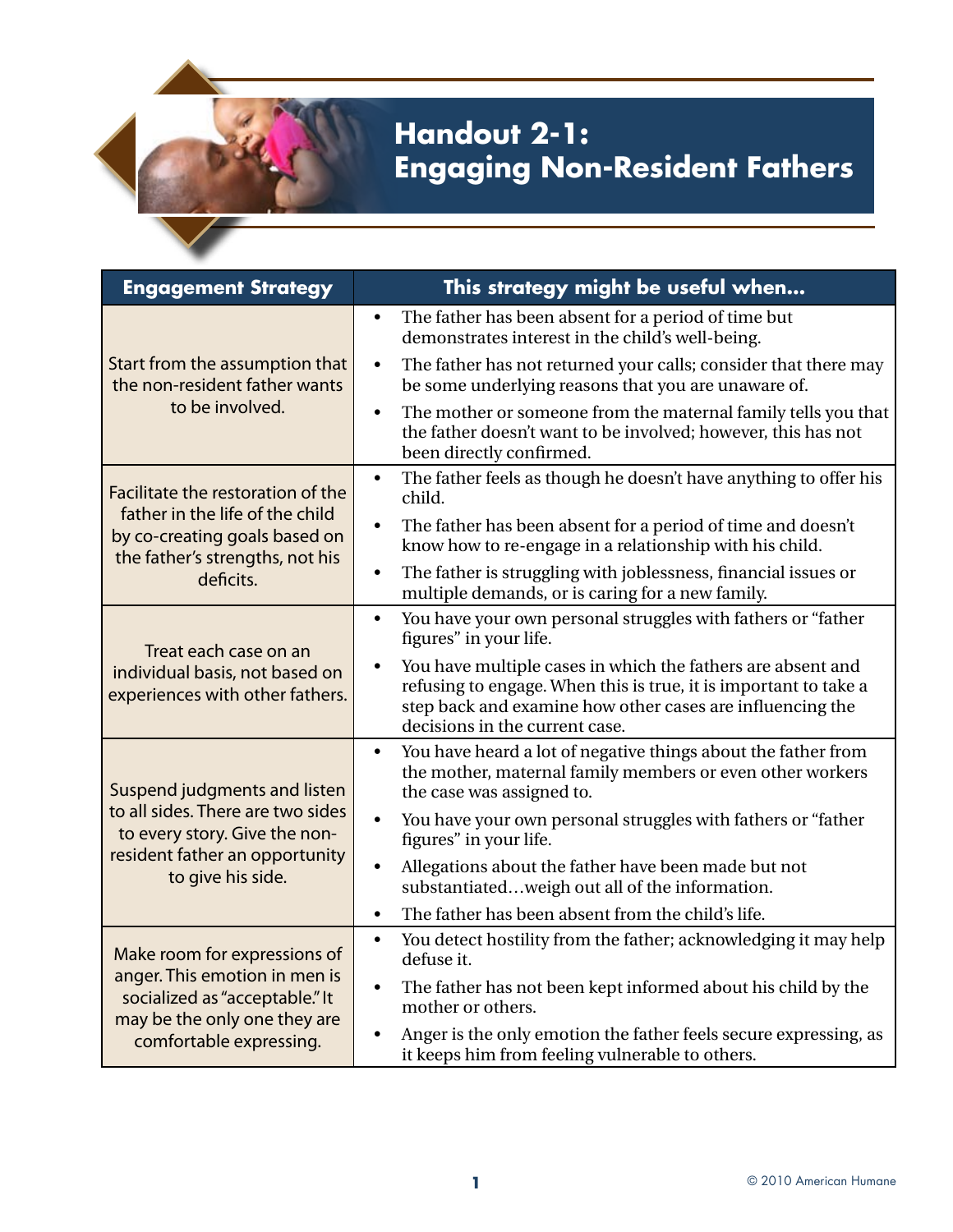# Handout 2-1: Engaging Non-Resident Fathers

| Engagement Strategy | This strategy might be useful when… |
|---|---|
| Start from the assumption that the non-resident father wants to be involved. | • The father has been absent for a period of time but demonstrates interest in the child's well-being.<br>• The father has not returned your calls; consider that there may be some underlying reasons that you are unaware of.<br>• The mother or someone from the maternal family tells you that the father doesn't want to be involved; however, this has not been directly confirmed. |
| Facilitate the restoration of the father in the life of the child by co-creating goals based on the father's strengths, not his deficits. | • The father feels as though he doesn't have anything to offer his child.<br>• The father has been absent for a period of time and doesn't know how to re-engage in a relationship with his child.<br>• The father is struggling with joblessness, financial issues or multiple demands, or is caring for a new family. |
| Treat each case on an individual basis, not based on experiences with other fathers. | • You have your own personal struggles with fathers or "father figures" in your life.<br>• You have multiple cases in which the fathers are absent and refusing to engage. When this is true, it is important to take a step back and examine how other cases are influencing the decisions in the current case. |
| Suspend judgments and listen to all sides. There are two sides to every story. Give the non-resident father an opportunity to give his side. | • You have heard a lot of negative things about the father from the mother, maternal family members or even other workers the case was assigned to.<br>• You have your own personal struggles with fathers or "father figures" in your life.<br>• Allegations about the father have been made but not substantiated…weigh out all of the information.<br>• The father has been absent from the child's life. |
| Make room for expressions of anger. This emotion in men is socialized as "acceptable." It may be the only one they are comfortable expressing. | • You detect hostility from the father; acknowledging it may help defuse it.<br>• The father has not been kept informed about his child by the mother or others.<br>• Anger is the only emotion the father feels secure expressing, as it keeps him from feeling vulnerable to others. |

© 2010 American Humane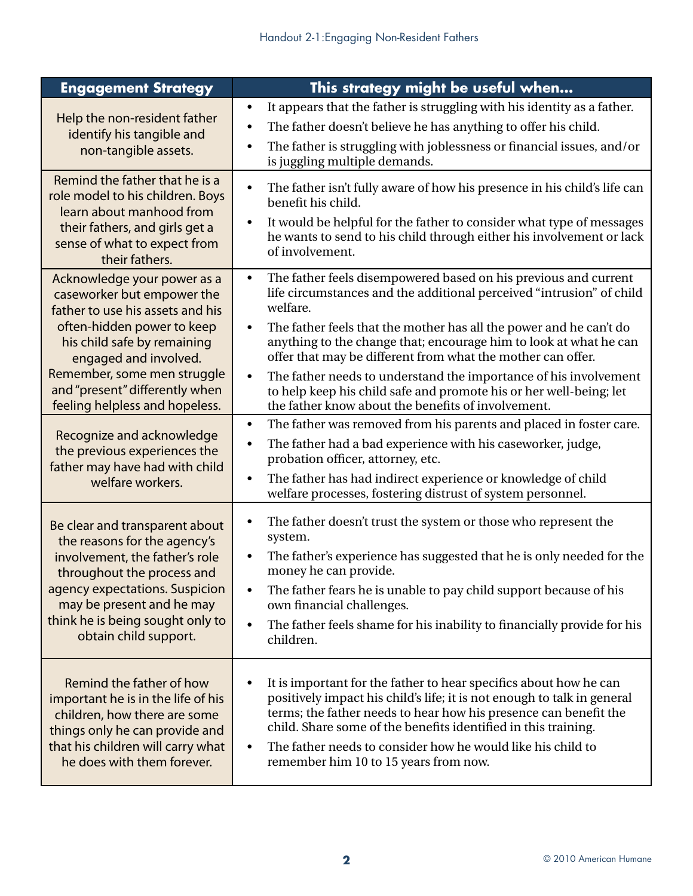| Engagement Strategy | This strategy might be useful when... |
| --- | --- |
| Help the non-resident father identify his tangible and non-tangible assets. | • It appears that the father is struggling with his identity as a father.<br>• The father doesn't believe he has anything to offer his child.<br>• The father is struggling with joblessness or financial issues, and/or is juggling multiple demands. |
| Remind the father that he is a role model to his children. Boys learn about manhood from their fathers, and girls get a sense of what to expect from their fathers. | • The father isn't fully aware of how his presence in his child's life can benefit his child.<br>• It would be helpful for the father to consider what type of messages he wants to send to his child through either his involvement or lack of involvement. |
| Acknowledge your power as a caseworker but empower the father to use his assets and his often-hidden power to keep his child safe by remaining engaged and involved. Remember, some men struggle and "present" differently when feeling helpless and hopeless. | • The father feels disempowered based on his previous and current life circumstances and the additional perceived "intrusion" of child welfare.<br>• The father feels that the mother has all the power and he can't do anything to the change that; encourage him to look at what he can offer that may be different from what the mother can offer.<br>• The father needs to understand the importance of his involvement to help keep his child safe and promote his or her well-being; let the father know about the benefits of involvement. |
| Recognize and acknowledge the previous experiences the father may have had with child welfare workers. | • The father was removed from his parents and placed in foster care.<br>• The father had a bad experience with his caseworker, judge, probation officer, attorney, etc.<br>• The father has had indirect experience or knowledge of child welfare processes, fostering distrust of system personnel. |
| Be clear and transparent about the reasons for the agency's involvement, the father's role throughout the process and agency expectations. Suspicion may be present and he may think he is being sought only to obtain child support. | • The father doesn't trust the system or those who represent the system.<br>• The father's experience has suggested that he is only needed for the money he can provide.<br>• The father fears he is unable to pay child support because of his own financial challenges.<br>• The father feels shame for his inability to financially provide for his children. |
| Remind the father of how important he is in the life of his children, how there are some things only he can provide and that his children will carry what he does with them forever. | • It is important for the father to hear specifics about how he can positively impact his child's life; it is not enough to talk in general terms; the father needs to hear how his presence can benefit the child. Share some of the benefits identified in this training.<br>• The father needs to consider how he would like his child to remember him 10 to 15 years from now. |

© 2010 American Humane